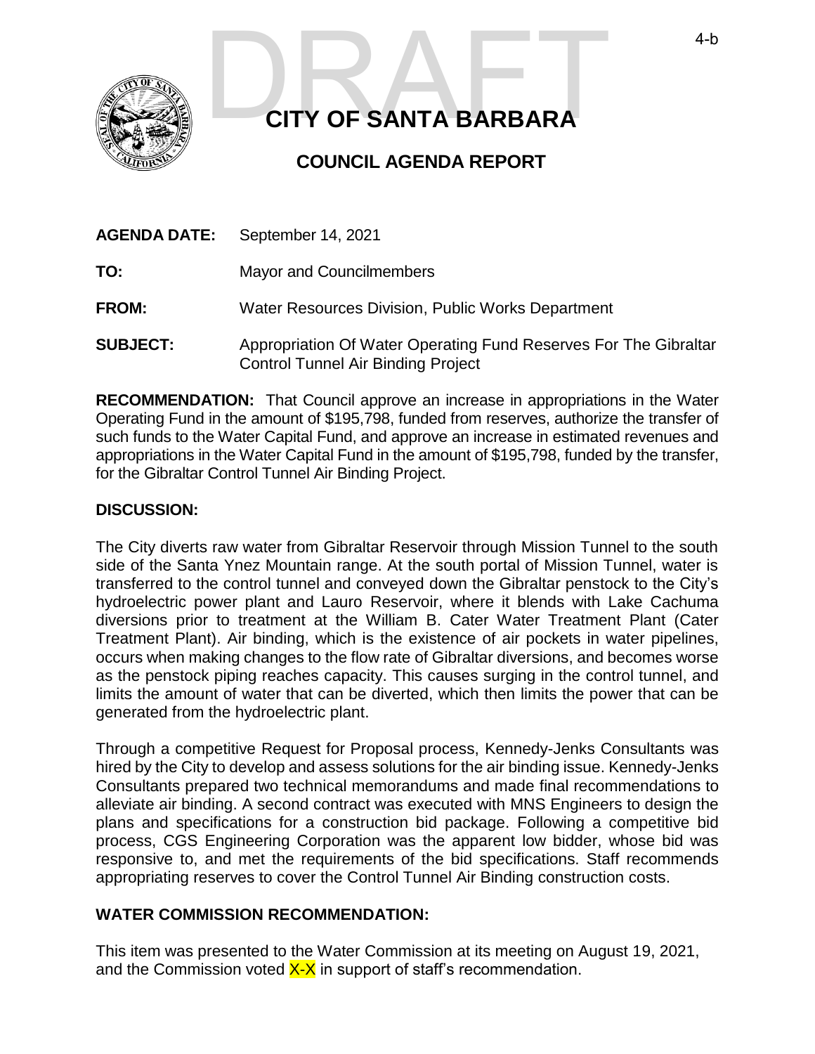DRAFT

# CITY OF SANTA BARBARA

## COUNCIL AGENDA REPORT

**AGENDA DATE:** September 14, 2021

**TO:** Mayor and Councilmembers

**FROM:** Water Resources Division, Public Works Department

**SUBJECT:** Appropriation Of Water Operating Fund Reserves For The Gibraltar Control Tunnel Air Binding Project

**RECOMMENDATION:** That Council approve an increase in appropriations in the Water Operating Fund in the amount of $195,798, funded from reserves, authorize the transfer of such funds to the Water Capital Fund, and approve an increase in estimated revenues and appropriations in the Water Capital Fund in the amount of $195,798, funded by the transfer, for the Gibraltar Control Tunnel Air Binding Project.

**DISCUSSION:**

The City diverts raw water from Gibraltar Reservoir through Mission Tunnel to the south side of the Santa Ynez Mountain range. At the south portal of Mission Tunnel, water is transferred to the control tunnel and conveyed down the Gibraltar penstock to the City's hydroelectric power plant and Lauro Reservoir, where it blends with Lake Cachuma diversions prior to treatment at the William B. Cater Water Treatment Plant (Cater Treatment Plant). Air binding, which is the existence of air pockets in water pipelines, occurs when making changes to the flow rate of Gibraltar diversions, and becomes worse as the penstock piping reaches capacity. This causes surging in the control tunnel, and limits the amount of water that can be diverted, which then limits the power that can be generated from the hydroelectric plant.

Through a competitive Request for Proposal process, Kennedy-Jenks Consultants was hired by the City to develop and assess solutions for the air binding issue. Kennedy-Jenks Consultants prepared two technical memorandums and made final recommendations to alleviate air binding. A second contract was executed with MNS Engineers to design the plans and specifications for a construction bid package. Following a competitive bid process, CGS Engineering Corporation was the apparent low bidder, whose bid was responsive to, and met the requirements of the bid specifications. Staff recommends appropriating reserves to cover the Control Tunnel Air Binding construction costs.

**WATER COMMISSION RECOMMENDATION:**

This item was presented to the Water Commission at its meeting on August 19, 2021, and the Commission voted X-X in support of staff's recommendation.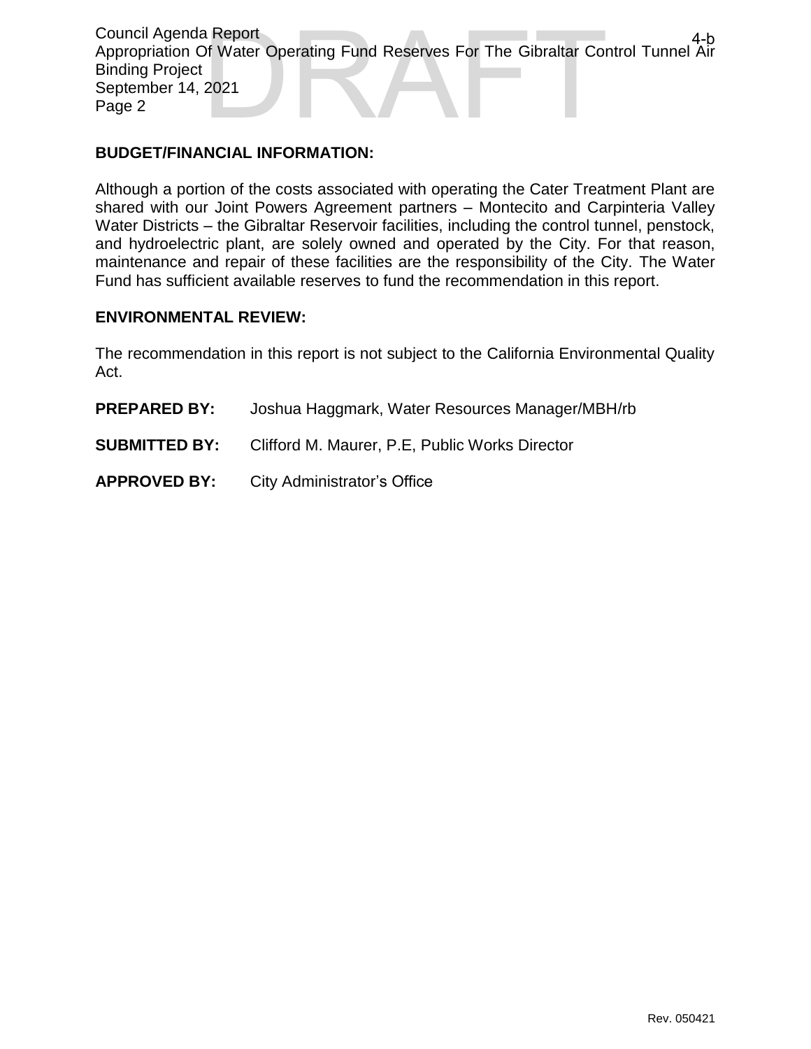**BUDGET/FINANCIAL INFORMATION:**

Although a portion of the costs associated with operating the Cater Treatment Plant are shared with our Joint Powers Agreement partners – Montecito and Carpinteria Valley Water Districts – the Gibraltar Reservoir facilities, including the control tunnel, penstock, and hydroelectric plant, are solely owned and operated by the City. For that reason, maintenance and repair of these facilities are the responsibility of the City. The Water Fund has sufficient available reserves to fund the recommendation in this report.

**ENVIRONMENTAL REVIEW:**

The recommendation in this report is not subject to the California Environmental Quality Act.

**PREPARED BY:** Joshua Haggmark, Water Resources Manager/MBH/rb

**SUBMITTED BY:** Clifford M. Maurer, P.E, Public Works Director

**APPROVED BY:** City Administrator's Office